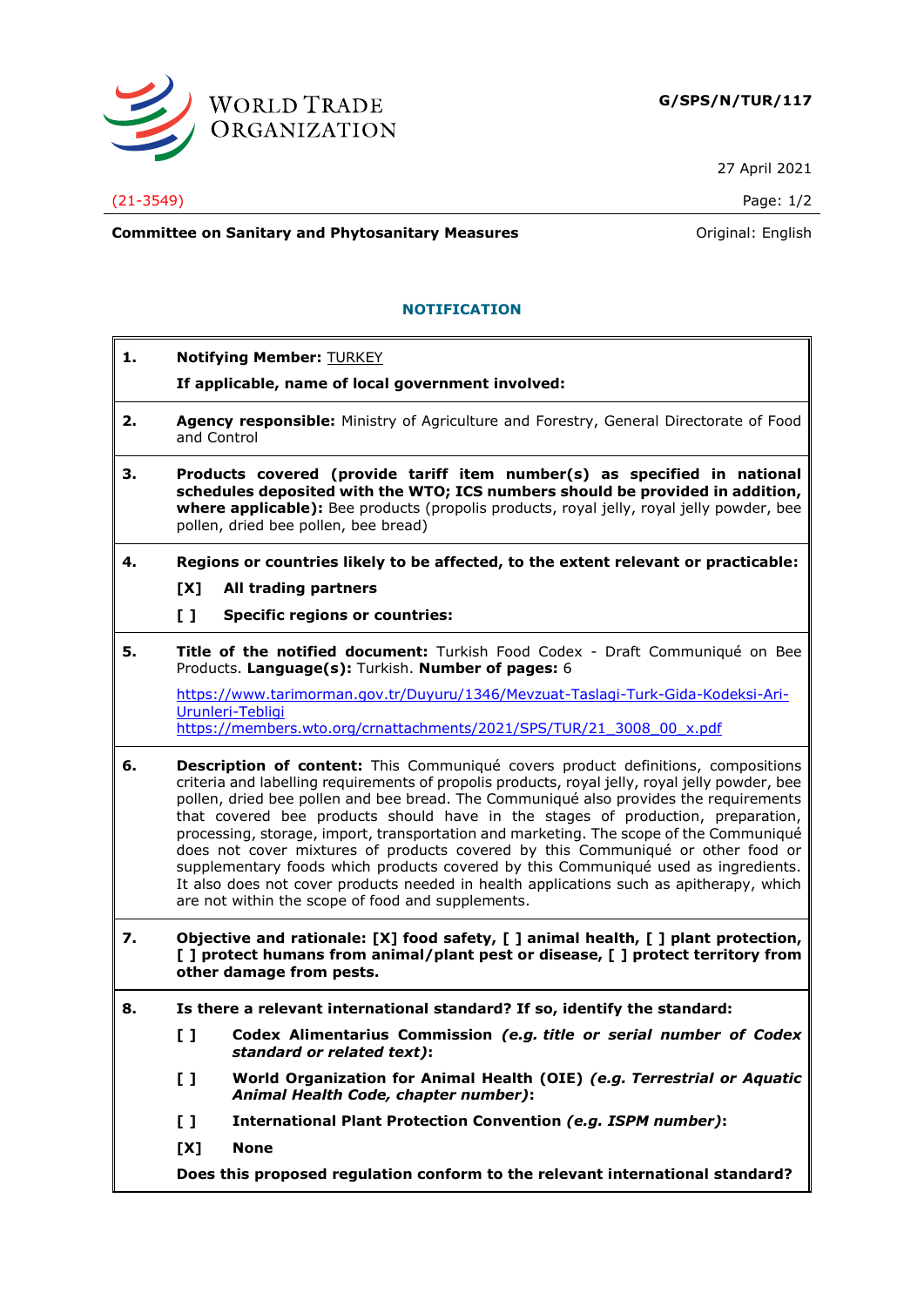**G/SPS/N/TUR/117**

27 April 2021

(21-3549)

**Committee on Sanitary and Phytosanitary Measures**

Original: English

## NOTIFICATION

**1. Notifying Member:** TURKEY

**If applicable, name of local government involved:**

**2. Agency responsible:** Ministry of Agriculture and Forestry, General Directorate of Food and Control

**3. Products covered (provide tariff item number(s) as specified in national schedules deposited with the WTO; ICS numbers should be provided in addition, where applicable):** Bee products (propolis products, royal jelly, royal jelly powder, bee pollen, dried bee pollen, bee bread)

**4. Regions or countries likely to be affected, to the extent relevant or practicable:**

**[X] All trading partners**

**[ ] Specific regions or countries:**

**5. Title of the notified document:** Turkish Food Codex - Draft Communiqué on Bee Products. **Language(s):** Turkish. **Number of pages:** 6

https://www.tarimorman.gov.tr/Duyuru/1346/Mevzuat-Taslagi-Turk-Gida-Kodeksi-Ari-Urunleri-Tebligi
https://members.wto.org/crnattachments/2021/SPS/TUR/21_3008_00_x.pdf

**6. Description of content:** This Communiqué covers product definitions, compositions criteria and labelling requirements of propolis products, royal jelly, royal jelly powder, bee pollen, dried bee pollen and bee bread. The Communiqué also provides the requirements that covered bee products should have in the stages of production, preparation, processing, storage, import, transportation and marketing. The scope of the Communiqué does not cover mixtures of products covered by this Communiqué or other food or supplementary foods which products covered by this Communiqué used as ingredients. It also does not cover products needed in health applications such as apitherapy, which are not within the scope of food and supplements.

**7. Objective and rationale: [X] food safety, [ ] animal health, [ ] plant protection, [ ] protect humans from animal/plant pest or disease, [ ] protect territory from other damage from pests.**

**8. Is there a relevant international standard? If so, identify the standard:**

**[ ] Codex Alimentarius Commission *(e.g. title or serial number of Codex standard or related text)*:**

**[ ] World Organization for Animal Health (OIE) *(e.g. Terrestrial or Aquatic Animal Health Code, chapter number)*:**

**[ ] International Plant Protection Convention *(e.g. ISPM number)*:**

**[X] None**

**Does this proposed regulation conform to the relevant international standard?**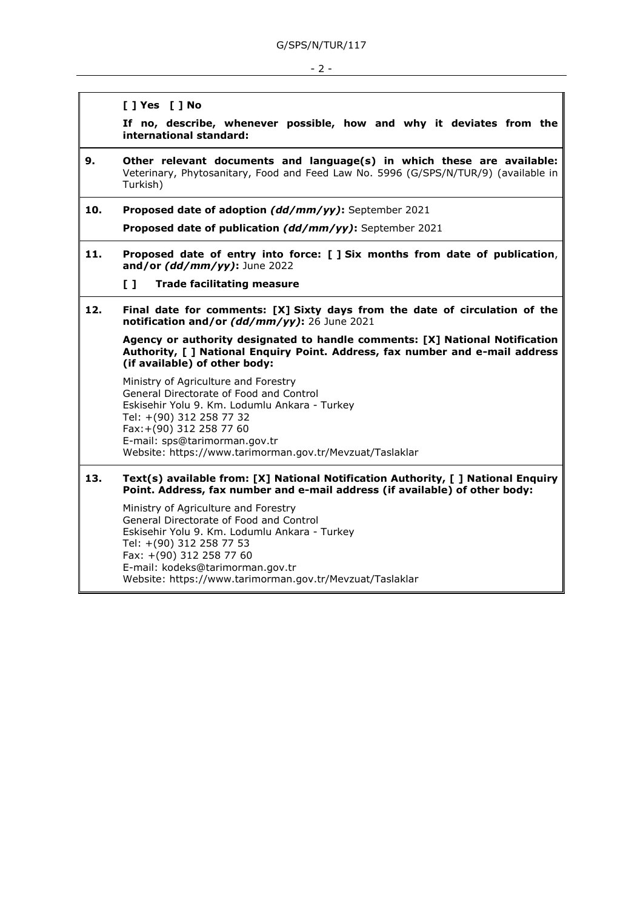**[ ] Yes [ ] No**

**If no, describe, whenever possible, how and why it deviates from the international standard:**

**9. Other relevant documents and language(s) in which these are available:** Veterinary, Phytosanitary, Food and Feed Law No. 5996 (G/SPS/N/TUR/9) (available in Turkish)

**10. Proposed date of adoption *(dd/mm/yy)*:** September 2021

**Proposed date of publication *(dd/mm/yy)*:** September 2021

**11. Proposed date of entry into force: [ ] Six months from date of publication, and/or *(dd/mm/yy)*:** June 2022

**[ ] Trade facilitating measure**

**12. Final date for comments: [X] Sixty days from the date of circulation of the notification and/or *(dd/mm/yy)*:** 26 June 2021

**Agency or authority designated to handle comments: [X] National Notification Authority, [ ] National Enquiry Point. Address, fax number and e-mail address (if available) of other body:**

Ministry of Agriculture and Forestry
General Directorate of Food and Control
Eskisehir Yolu 9. Km. Lodumlu Ankara - Turkey
Tel: +(90) 312 258 77 32
Fax:+(90) 312 258 77 60
E-mail: sps@tarimorman.gov.tr
Website: https://www.tarimorman.gov.tr/Mevzuat/Taslaklar

**13. Text(s) available from: [X] National Notification Authority, [ ] National Enquiry Point. Address, fax number and e-mail address (if available) of other body:**

Ministry of Agriculture and Forestry
General Directorate of Food and Control
Eskisehir Yolu 9. Km. Lodumlu Ankara - Turkey
Tel: +(90) 312 258 77 53
Fax: +(90) 312 258 77 60
E-mail: kodeks@tarimorman.gov.tr
Website: https://www.tarimorman.gov.tr/Mevzuat/Taslaklar